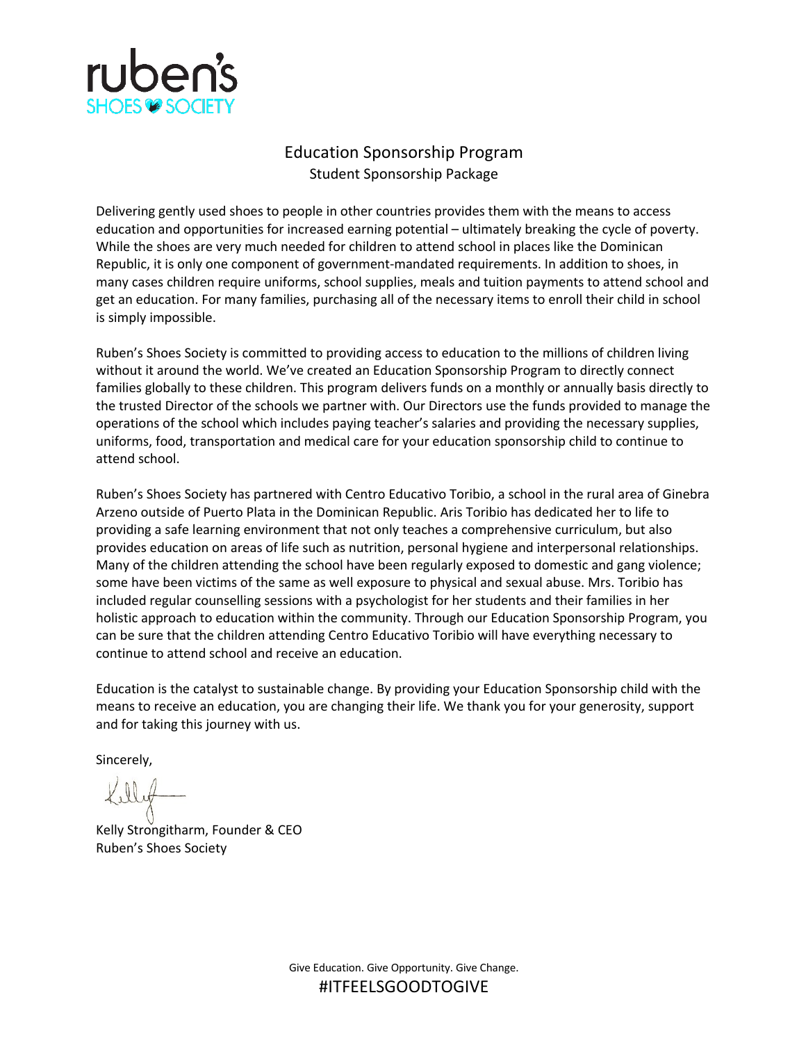ruben's
SHOES SOCIETY

# Education Sponsorship Program

## Student Sponsorship Package

Delivering gently used shoes to people in other countries provides them with the means to access education and opportunities for increased earning potential – ultimately breaking the cycle of poverty. While the shoes are very much needed for children to attend school in places like the Dominican Republic, it is only one component of government-mandated requirements. In addition to shoes, in many cases children require uniforms, school supplies, meals and tuition payments to attend school and get an education. For many families, purchasing all of the necessary items to enroll their child in school is simply impossible.

Ruben's Shoes Society is committed to providing access to education to the millions of children living without it around the world. We've created an Education Sponsorship Program to directly connect families globally to these children. This program delivers funds on a monthly or annually basis directly to the trusted Director of the schools we partner with. Our Directors use the funds provided to manage the operations of the school which includes paying teacher's salaries and providing the necessary supplies, uniforms, food, transportation and medical care for your education sponsorship child to continue to attend school.

Ruben's Shoes Society has partnered with Centro Educativo Toribio, a school in the rural area of Ginebra Arzeno outside of Puerto Plata in the Dominican Republic. Aris Toribio has dedicated her to life to providing a safe learning environment that not only teaches a comprehensive curriculum, but also provides education on areas of life such as nutrition, personal hygiene and interpersonal relationships. Many of the children attending the school have been regularly exposed to domestic and gang violence; some have been victims of the same as well exposure to physical and sexual abuse. Mrs. Toribio has included regular counselling sessions with a psychologist for her students and their families in her holistic approach to education within the community. Through our Education Sponsorship Program, you can be sure that the children attending Centro Educativo Toribio will have everything necessary to continue to attend school and receive an education.

Education is the catalyst to sustainable change. By providing your Education Sponsorship child with the means to receive an education, you are changing their life. We thank you for your generosity, support and for taking this journey with us.

Sincerely,

Kelly

Kelly Strongitharm, Founder & CEO
Ruben's Shoes Society

Give Education. Give Opportunity. Give Change.

#ITFEELSGOODTOGIVE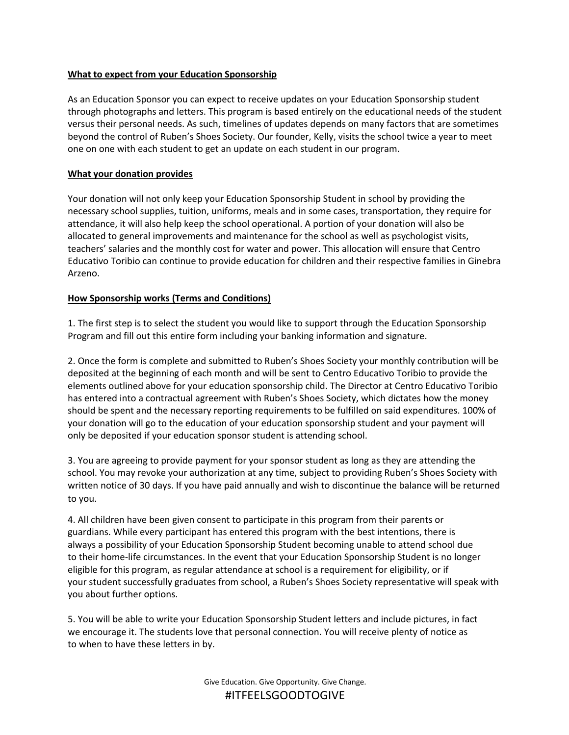**What to expect from your Education Sponsorship**

As an Education Sponsor you can expect to receive updates on your Education Sponsorship student through photographs and letters. This program is based entirely on the educational needs of the student versus their personal needs. As such, timelines of updates depends on many factors that are sometimes beyond the control of Ruben's Shoes Society. Our founder, Kelly, visits the school twice a year to meet one on one with each student to get an update on each student in our program.

**What your donation provides**

Your donation will not only keep your Education Sponsorship Student in school by providing the necessary school supplies, tuition, uniforms, meals and in some cases, transportation, they require for attendance, it will also help keep the school operational. A portion of your donation will also be allocated to general improvements and maintenance for the school as well as psychologist visits, teachers' salaries and the monthly cost for water and power. This allocation will ensure that Centro Educativo Toribio can continue to provide education for children and their respective families in Ginebra Arzeno.

**How Sponsorship works (Terms and Conditions)**

1. The first step is to select the student you would like to support through the Education Sponsorship Program and fill out this entire form including your banking information and signature.

2. Once the form is complete and submitted to Ruben's Shoes Society your monthly contribution will be deposited at the beginning of each month and will be sent to Centro Educativo Toribio to provide the elements outlined above for your education sponsorship child. The Director at Centro Educativo Toribio has entered into a contractual agreement with Ruben's Shoes Society, which dictates how the money should be spent and the necessary reporting requirements to be fulfilled on said expenditures. 100% of your donation will go to the education of your education sponsorship student and your payment will only be deposited if your education sponsor student is attending school.

3. You are agreeing to provide payment for your sponsor student as long as they are attending the school. You may revoke your authorization at any time, subject to providing Ruben's Shoes Society with written notice of 30 days. If you have paid annually and wish to discontinue the balance will be returned to you.

4. All children have been given consent to participate in this program from their parents or guardians. While every participant has entered this program with the best intentions, there is always a possibility of your Education Sponsorship Student becoming unable to attend school due to their home-life circumstances. In the event that your Education Sponsorship Student is no longer eligible for this program, as regular attendance at school is a requirement for eligibility, or if your student successfully graduates from school, a Ruben's Shoes Society representative will speak with you about further options.

5. You will be able to write your Education Sponsorship Student letters and include pictures, in fact we encourage it. The students love that personal connection. You will receive plenty of notice as to when to have these letters in by.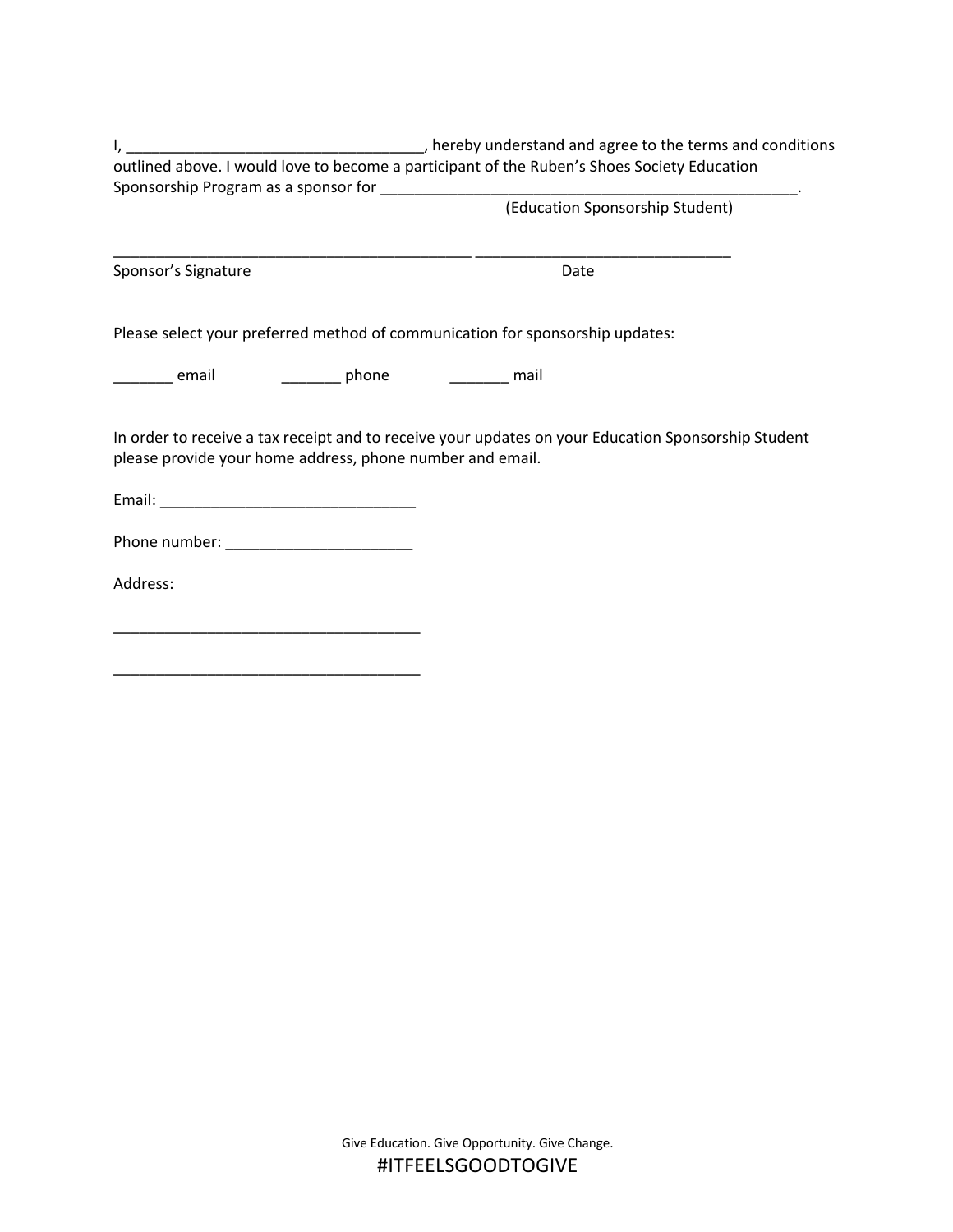I, ___________________________________, hereby understand and agree to the terms and conditions outlined above. I would love to become a participant of the Ruben's Shoes Society Education Sponsorship Program as a sponsor for ___________________________________________________.
(Education Sponsorship Student)

___________________________________________ ______________________________
Sponsor's Signature Date

Please select your preferred method of communication for sponsorship updates:

_______ email _______ phone _______ mail

In order to receive a tax receipt and to receive your updates on your Education Sponsorship Student please provide your home address, phone number and email.

Email: ______________________________

Phone number: ______________________

Address:

____________________________________

____________________________________

Give Education. Give Opportunity. Give Change.

#ITFEELSGOODTOGIVE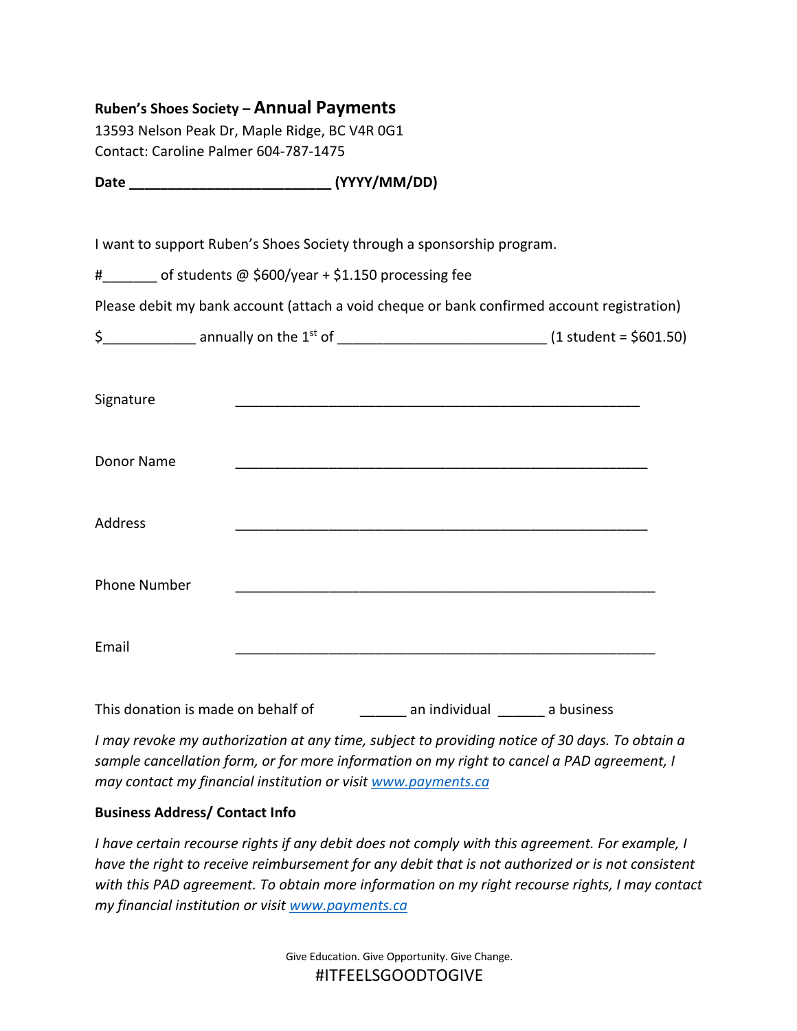**Ruben's Shoes Society – Annual Payments**

13593 Nelson Peak Dr, Maple Ridge, BC V4R 0G1
Contact: Caroline Palmer 604-787-1475

**Date __________________________ (YYYY/MM/DD)**

I want to support Ruben's Shoes Society through a sponsorship program.

#_______ of students @ $600/year + $1.150 processing fee

Please debit my bank account (attach a void cheque or bank confirmed account registration)

$____________ annually on the 1st of ___________________________ (1 student = $601.50)

Signature ____________________________________________________

Donor Name ____________________________________________________

Address ____________________________________________________

Phone Number ____________________________________________________

Email ____________________________________________________

This donation is made on behalf of ______ an individual ______ a business

*I may revoke my authorization at any time, subject to providing notice of 30 days. To obtain a sample cancellation form, or for more information on my right to cancel a PAD agreement, I may contact my financial institution or visit [www.payments.ca](www.payments.ca)*

**Business Address/ Contact Info**

*I have certain recourse rights if any debit does not comply with this agreement. For example, I have the right to receive reimbursement for any debit that is not authorized or is not consistent with this PAD agreement. To obtain more information on my right recourse rights, I may contact my financial institution or visit [www.payments.ca](www.payments.ca)*

Give Education. Give Opportunity. Give Change.

#ITFEELSGOODTOGIVE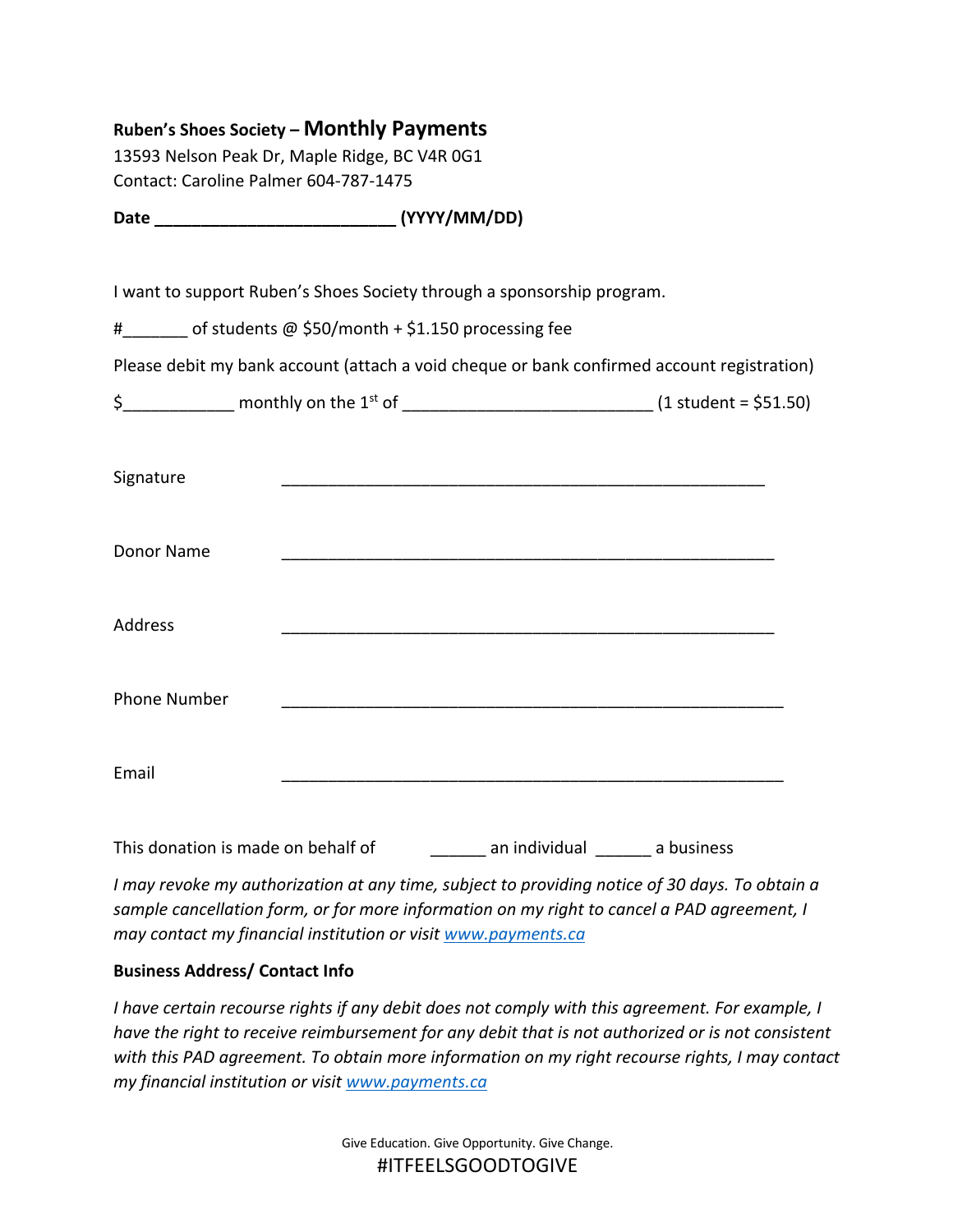**Ruben's Shoes Society – Monthly Payments**

13593 Nelson Peak Dr, Maple Ridge, BC V4R 0G1
Contact: Caroline Palmer 604-787-1475

**Date __________________________ (YYYY/MM/DD)**

I want to support Ruben's Shoes Society through a sponsorship program.

#_______ of students @ $50/month + $1.150 processing fee

Please debit my bank account (attach a void cheque or bank confirmed account registration)

$____________ monthly on the 1st of __________________________ (1 student = $51.50)

Signature ____________________________________________________

Donor Name ____________________________________________________

Address ____________________________________________________

Phone Number ____________________________________________________

Email ____________________________________________________

This donation is made on behalf of ______ an individual ______ a business

*I may revoke my authorization at any time, subject to providing notice of 30 days. To obtain a sample cancellation form, or for more information on my right to cancel a PAD agreement, I may contact my financial institution or visit [www.payments.ca](www.payments.ca)*

**Business Address/ Contact Info**

*I have certain recourse rights if any debit does not comply with this agreement. For example, I have the right to receive reimbursement for any debit that is not authorized or is not consistent with this PAD agreement. To obtain more information on my right recourse rights, I may contact my financial institution or visit [www.payments.ca](www.payments.ca)*

Give Education. Give Opportunity. Give Change.

#ITFEELSGOODTOGIVE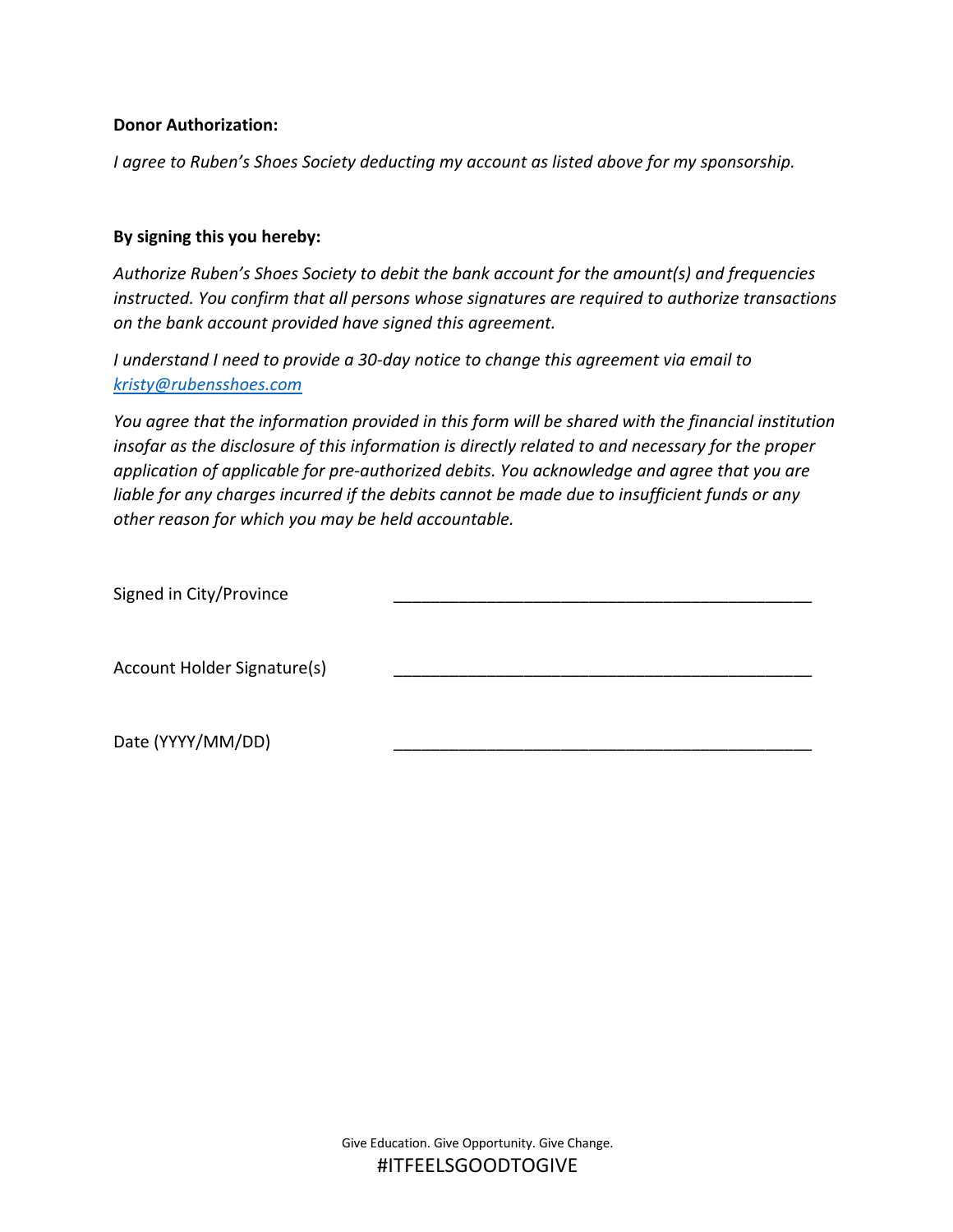**Donor Authorization:**

*I agree to Ruben's Shoes Society deducting my account as listed above for my sponsorship.*

**By signing this you hereby:**

*Authorize Ruben's Shoes Society to debit the bank account for the amount(s) and frequencies instructed. You confirm that all persons whose signatures are required to authorize transactions on the bank account provided have signed this agreement.*

*I understand I need to provide a 30-day notice to change this agreement via email to [kristy@rubensshoes.com](mailto:kristy@rubensshoes.com)*

*You agree that the information provided in this form will be shared with the financial institution insofar as the disclosure of this information is directly related to and necessary for the proper application of applicable for pre-authorized debits. You acknowledge and agree that you are liable for any charges incurred if the debits cannot be made due to insufficient funds or any other reason for which you may be held accountable.*

Signed in City/Province ______________________________________________

Account Holder Signature(s) ______________________________________________

Date (YYYY/MM/DD) ______________________________________________

Give Education. Give Opportunity. Give Change.

#ITFEELSGOODTOGIVE